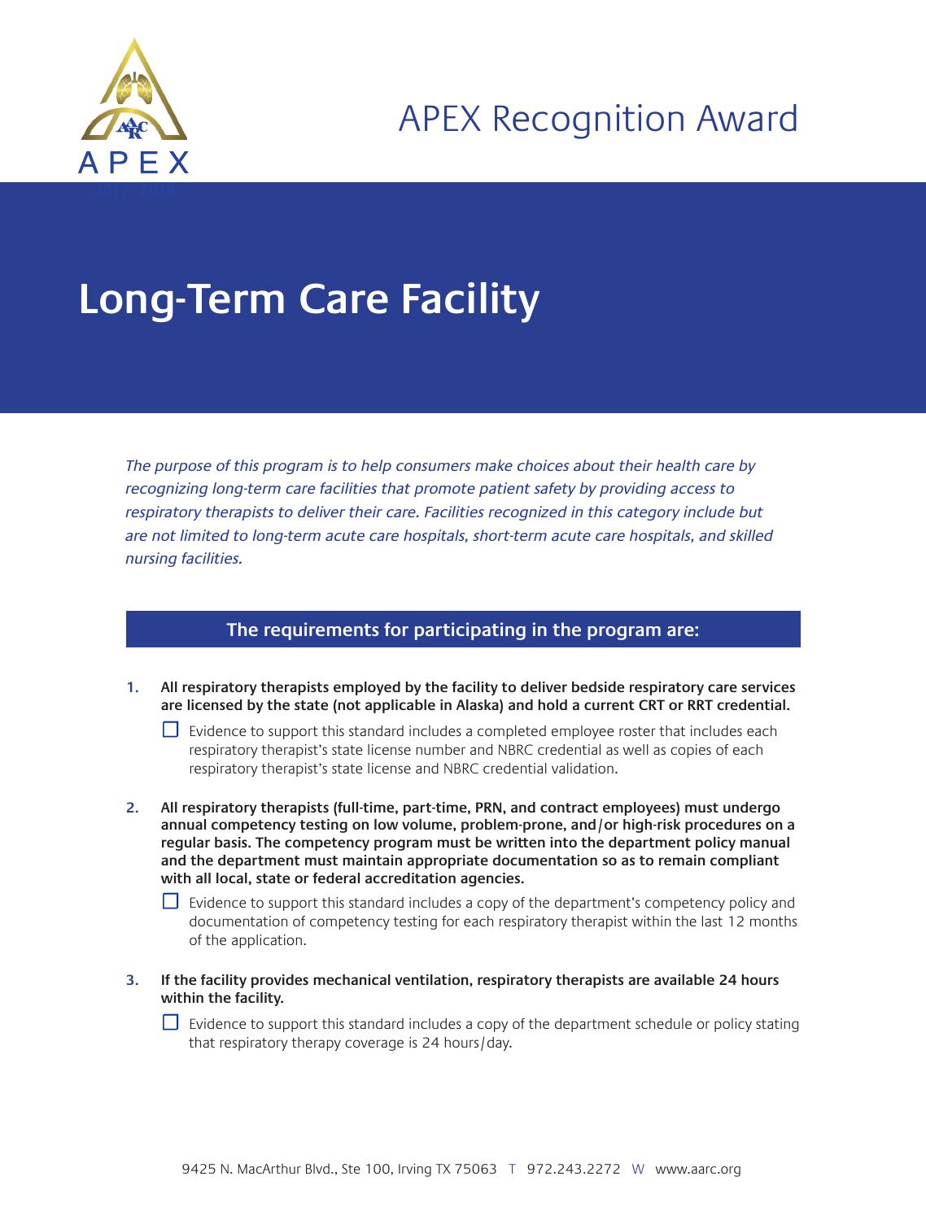# APEX Recognition Award

# Long-Term Care Facility

*The purpose of this program is to help consumers make choices about their health care by recognizing long-term care facilities that promote patient safety by providing access to respiratory therapists to deliver their care. Facilities recognized in this category include but are not limited to long-term acute care hospitals, short-term acute care hospitals, and skilled nursing facilities.*

## The requirements for participating in the program are:

1. **All respiratory therapists employed by the facility to deliver bedside respiratory care services are licensed by the state (not applicable in Alaska) and hold a current CRT or RRT credential.**

   - [ ] Evidence to support this standard includes a completed employee roster that includes each respiratory therapist's state license number and NBRC credential as well as copies of each respiratory therapist's state license and NBRC credential validation.

2. **All respiratory therapists (full-time, part-time, PRN, and contract employees) must undergo annual competency testing on low volume, problem-prone, and/or high-risk procedures on a regular basis. The competency program must be written into the department policy manual and the department must maintain appropriate documentation so as to remain compliant with all local, state or federal accreditation agencies.**

   - [ ] Evidence to support this standard includes a copy of the department's competency policy and documentation of competency testing for each respiratory therapist within the last 12 months of the application.

3. **If the facility provides mechanical ventilation, respiratory therapists are available 24 hours within the facility.**

   - [ ] Evidence to support this standard includes a copy of the department schedule or policy stating that respiratory therapy coverage is 24 hours/day.

9425 N. MacArthur Blvd., Ste 100, Irving TX 75063 T 972.243.2272 W www.aarc.org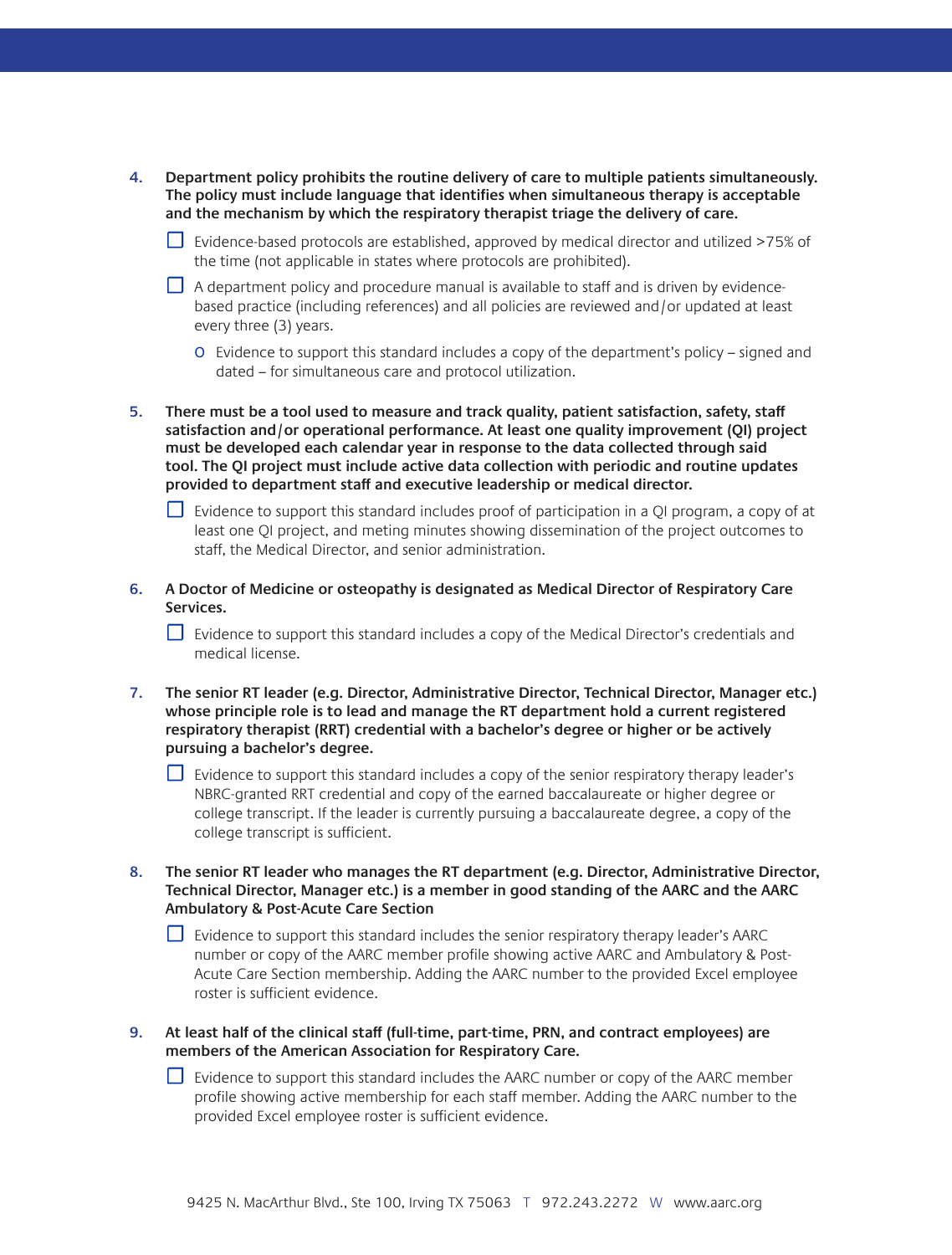4. **Department policy prohibits the routine delivery of care to multiple patients simultaneously. The policy must include language that identifies when simultaneous therapy is acceptable and the mechanism by which the respiratory therapist triage the delivery of care.**

   - [ ] Evidence-based protocols are established, approved by medical director and utilized >75% of the time (not applicable in states where protocols are prohibited).
   - [ ] A department policy and procedure manual is available to staff and is driven by evidence-based practice (including references) and all policies are reviewed and/or updated at least every three (3) years.
     - Evidence to support this standard includes a copy of the department's policy – signed and dated – for simultaneous care and protocol utilization.

5. **There must be a tool used to measure and track quality, patient satisfaction, safety, staff satisfaction and/or operational performance. At least one quality improvement (QI) project must be developed each calendar year in response to the data collected through said tool. The QI project must include active data collection with periodic and routine updates provided to department staff and executive leadership or medical director.**

   - [ ] Evidence to support this standard includes proof of participation in a QI program, a copy of at least one QI project, and meting minutes showing dissemination of the project outcomes to staff, the Medical Director, and senior administration.

6. **A Doctor of Medicine or osteopathy is designated as Medical Director of Respiratory Care Services.**

   - [ ] Evidence to support this standard includes a copy of the Medical Director's credentials and medical license.

7. **The senior RT leader (e.g. Director, Administrative Director, Technical Director, Manager etc.) whose principle role is to lead and manage the RT department hold a current registered respiratory therapist (RRT) credential with a bachelor's degree or higher or be actively pursuing a bachelor's degree.**

   - [ ] Evidence to support this standard includes a copy of the senior respiratory therapy leader's NBRC-granted RRT credential and copy of the earned baccalaureate or higher degree or college transcript. If the leader is currently pursuing a baccalaureate degree, a copy of the college transcript is sufficient.

8. **The senior RT leader who manages the RT department (e.g. Director, Administrative Director, Technical Director, Manager etc.) is a member in good standing of the AARC and the AARC Ambulatory & Post-Acute Care Section**

   - [ ] Evidence to support this standard includes the senior respiratory therapy leader's AARC number or copy of the AARC member profile showing active AARC and Ambulatory & Post-Acute Care Section membership. Adding the AARC number to the provided Excel employee roster is sufficient evidence.

9. **At least half of the clinical staff (full-time, part-time, PRN, and contract employees) are members of the American Association for Respiratory Care.**

   - [ ] Evidence to support this standard includes the AARC number or copy of the AARC member profile showing active membership for each staff member. Adding the AARC number to the provided Excel employee roster is sufficient evidence.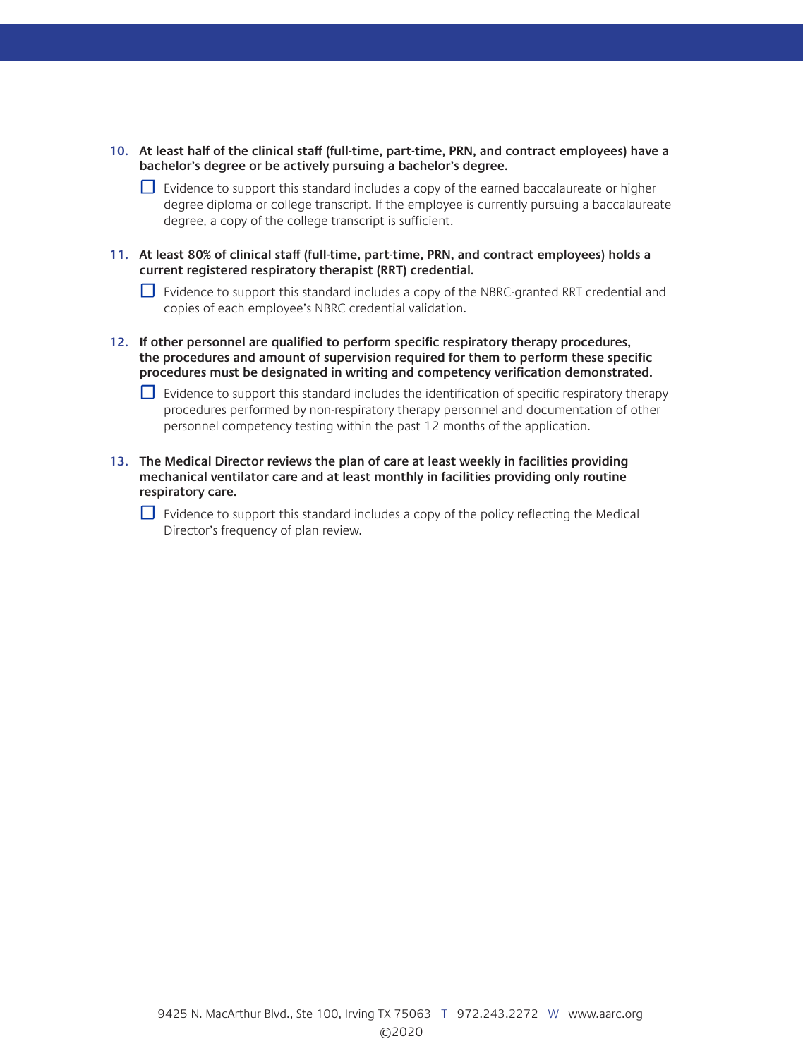10. **At least half of the clinical staff (full-time, part-time, PRN, and contract employees) have a bachelor's degree or be actively pursuing a bachelor's degree.**

    - [ ] Evidence to support this standard includes a copy of the earned baccalaureate or higher degree diploma or college transcript. If the employee is currently pursuing a baccalaureate degree, a copy of the college transcript is sufficient.

11. **At least 80% of clinical staff (full-time, part-time, PRN, and contract employees) holds a current registered respiratory therapist (RRT) credential.**

    - [ ] Evidence to support this standard includes a copy of the NBRC-granted RRT credential and copies of each employee's NBRC credential validation.

12. **If other personnel are qualified to perform specific respiratory therapy procedures, the procedures and amount of supervision required for them to perform these specific procedures must be designated in writing and competency verification demonstrated.**

    - [ ] Evidence to support this standard includes the identification of specific respiratory therapy procedures performed by non-respiratory therapy personnel and documentation of other personnel competency testing within the past 12 months of the application.

13. **The Medical Director reviews the plan of care at least weekly in facilities providing mechanical ventilator care and at least monthly in facilities providing only routine respiratory care.**

    - [ ] Evidence to support this standard includes a copy of the policy reflecting the Medical Director's frequency of plan review.

9425 N. MacArthur Blvd., Ste 100, Irving TX 75063 T 972.243.2272 W www.aarc.org
©2020